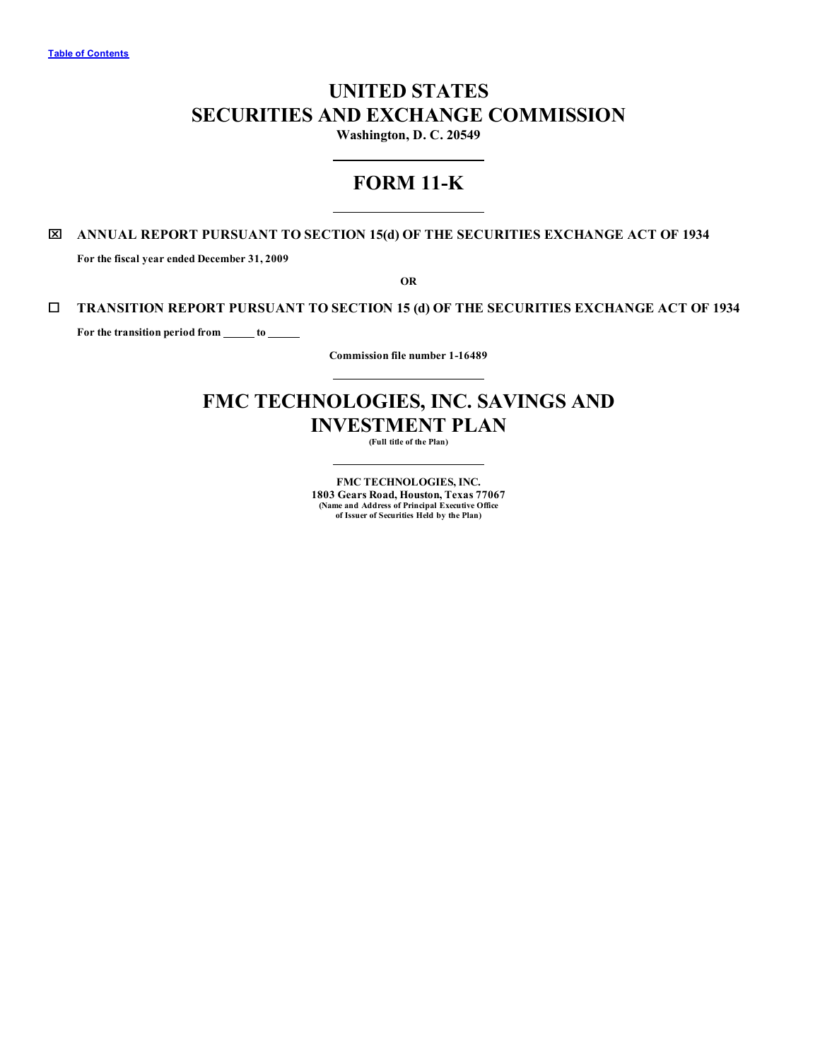Table of Contents

# UNITED STATES
# SECURITIES AND EXCHANGE COMMISSION

**Washington, D. C. 20549**

## FORM 11-K

☒ **ANNUAL REPORT PURSUANT TO SECTION 15(d) OF THE SECURITIES EXCHANGE ACT OF 1934**

**For the fiscal year ended December 31, 2009**

**OR**

☐ **TRANSITION REPORT PURSUANT TO SECTION 15 (d) OF THE SECURITIES EXCHANGE ACT OF 1934**

**For the transition period from \_\_\_\_\_ to \_\_\_\_\_**

**Commission file number 1-16489**

# FMC TECHNOLOGIES, INC. SAVINGS AND INVESTMENT PLAN

**(Full title of the Plan)**

**FMC TECHNOLOGIES, INC.**
**1803 Gears Road, Houston, Texas 77067**
**(Name and Address of Principal Executive Office of Issuer of Securities Held by the Plan)**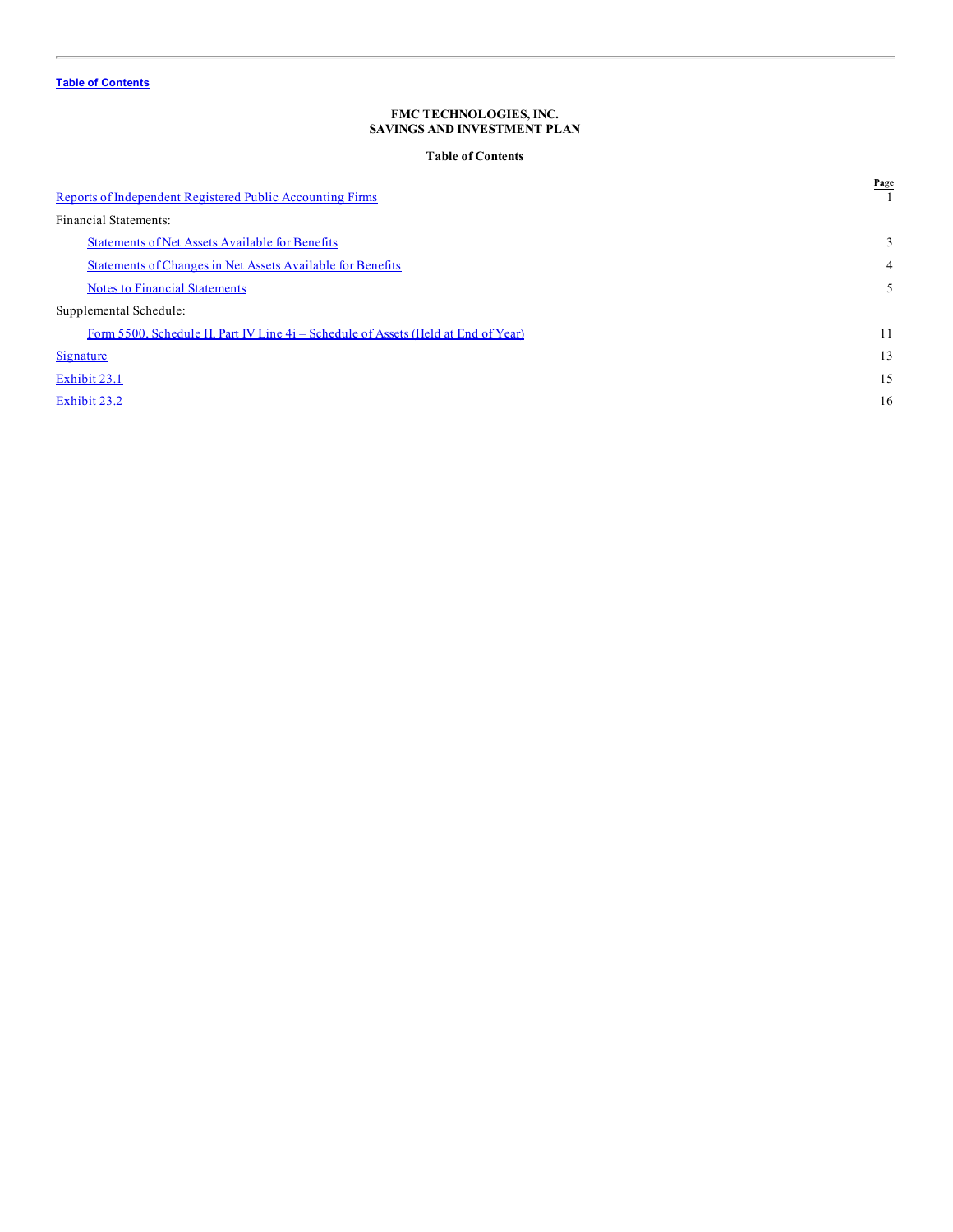Table of Contents

**FMC TECHNOLOGIES, INC.**
**SAVINGS AND INVESTMENT PLAN**

**Table of Contents**

| | Page |
|---|---|
| Reports of Independent Registered Public Accounting Firms | 1 |
| Financial Statements: | |
| Statements of Net Assets Available for Benefits | 3 |
| Statements of Changes in Net Assets Available for Benefits | 4 |
| Notes to Financial Statements | 5 |
| Supplemental Schedule: | |
| Form 5500, Schedule H, Part IV Line 4i – Schedule of Assets (Held at End of Year) | 11 |
| Signature | 13 |
| Exhibit 23.1 | 15 |
| Exhibit 23.2 | 16 |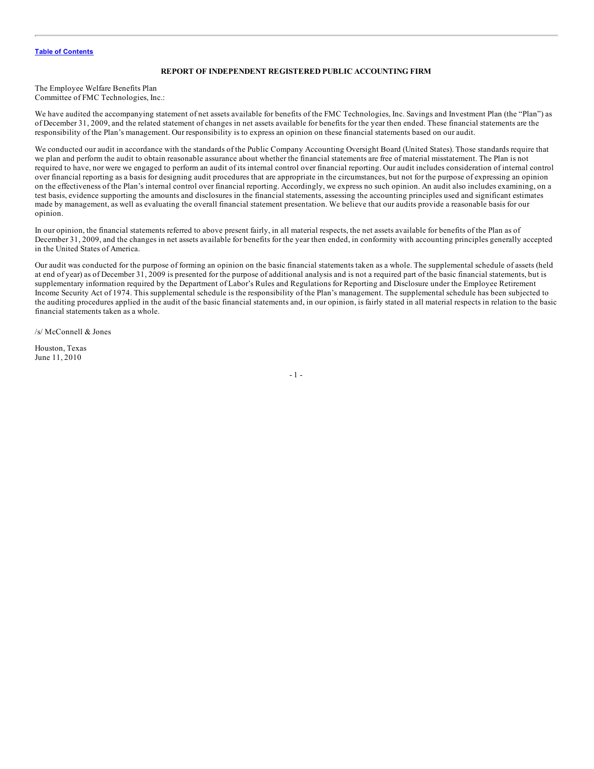## REPORT OF INDEPENDENT REGISTERED PUBLIC ACCOUNTING FIRM

The Employee Welfare Benefits Plan
Committee of FMC Technologies, Inc.:

We have audited the accompanying statement of net assets available for benefits of the FMC Technologies, Inc. Savings and Investment Plan (the "Plan") as of December 31, 2009, and the related statement of changes in net assets available for benefits for the year then ended. These financial statements are the responsibility of the Plan's management. Our responsibility is to express an opinion on these financial statements based on our audit.

We conducted our audit in accordance with the standards of the Public Company Accounting Oversight Board (United States). Those standards require that we plan and perform the audit to obtain reasonable assurance about whether the financial statements are free of material misstatement. The Plan is not required to have, nor were we engaged to perform an audit of its internal control over financial reporting. Our audit includes consideration of internal control over financial reporting as a basis for designing audit procedures that are appropriate in the circumstances, but not for the purpose of expressing an opinion on the effectiveness of the Plan's internal control over financial reporting. Accordingly, we express no such opinion. An audit also includes examining, on a test basis, evidence supporting the amounts and disclosures in the financial statements, assessing the accounting principles used and significant estimates made by management, as well as evaluating the overall financial statement presentation. We believe that our audits provide a reasonable basis for our opinion.

In our opinion, the financial statements referred to above present fairly, in all material respects, the net assets available for benefits of the Plan as of December 31, 2009, and the changes in net assets available for benefits for the year then ended, in conformity with accounting principles generally accepted in the United States of America.

Our audit was conducted for the purpose of forming an opinion on the basic financial statements taken as a whole. The supplemental schedule of assets (held at end of year) as of December 31, 2009 is presented for the purpose of additional analysis and is not a required part of the basic financial statements, but is supplementary information required by the Department of Labor's Rules and Regulations for Reporting and Disclosure under the Employee Retirement Income Security Act of 1974. This supplemental schedule is the responsibility of the Plan's management. The supplemental schedule has been subjected to the auditing procedures applied in the audit of the basic financial statements and, in our opinion, is fairly stated in all material respects in relation to the basic financial statements taken as a whole.

/s/ McConnell & Jones

Houston, Texas
June 11, 2010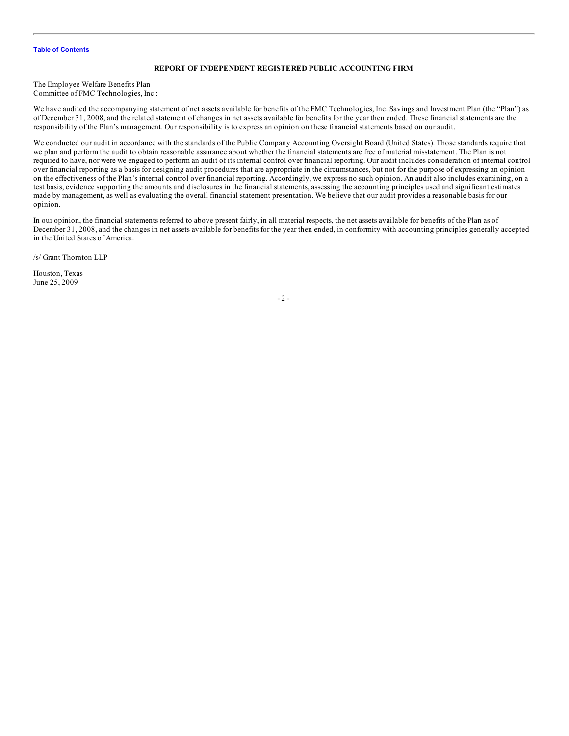# REPORT OF INDEPENDENT REGISTERED PUBLIC ACCOUNTING FIRM

The Employee Welfare Benefits Plan
Committee of FMC Technologies, Inc.:

We have audited the accompanying statement of net assets available for benefits of the FMC Technologies, Inc. Savings and Investment Plan (the "Plan") as of December 31, 2008, and the related statement of changes in net assets available for benefits for the year then ended. These financial statements are the responsibility of the Plan's management. Our responsibility is to express an opinion on these financial statements based on our audit.

We conducted our audit in accordance with the standards of the Public Company Accounting Oversight Board (United States). Those standards require that we plan and perform the audit to obtain reasonable assurance about whether the financial statements are free of material misstatement. The Plan is not required to have, nor were we engaged to perform an audit of its internal control over financial reporting. Our audit includes consideration of internal control over financial reporting as a basis for designing audit procedures that are appropriate in the circumstances, but not for the purpose of expressing an opinion on the effectiveness of the Plan's internal control over financial reporting. Accordingly, we express no such opinion. An audit also includes examining, on a test basis, evidence supporting the amounts and disclosures in the financial statements, assessing the accounting principles used and significant estimates made by management, as well as evaluating the overall financial statement presentation. We believe that our audit provides a reasonable basis for our opinion.

In our opinion, the financial statements referred to above present fairly, in all material respects, the net assets available for benefits of the Plan as of December 31, 2008, and the changes in net assets available for benefits for the year then ended, in conformity with accounting principles generally accepted in the United States of America.

/s/ Grant Thornton LLP

Houston, Texas
June 25, 2009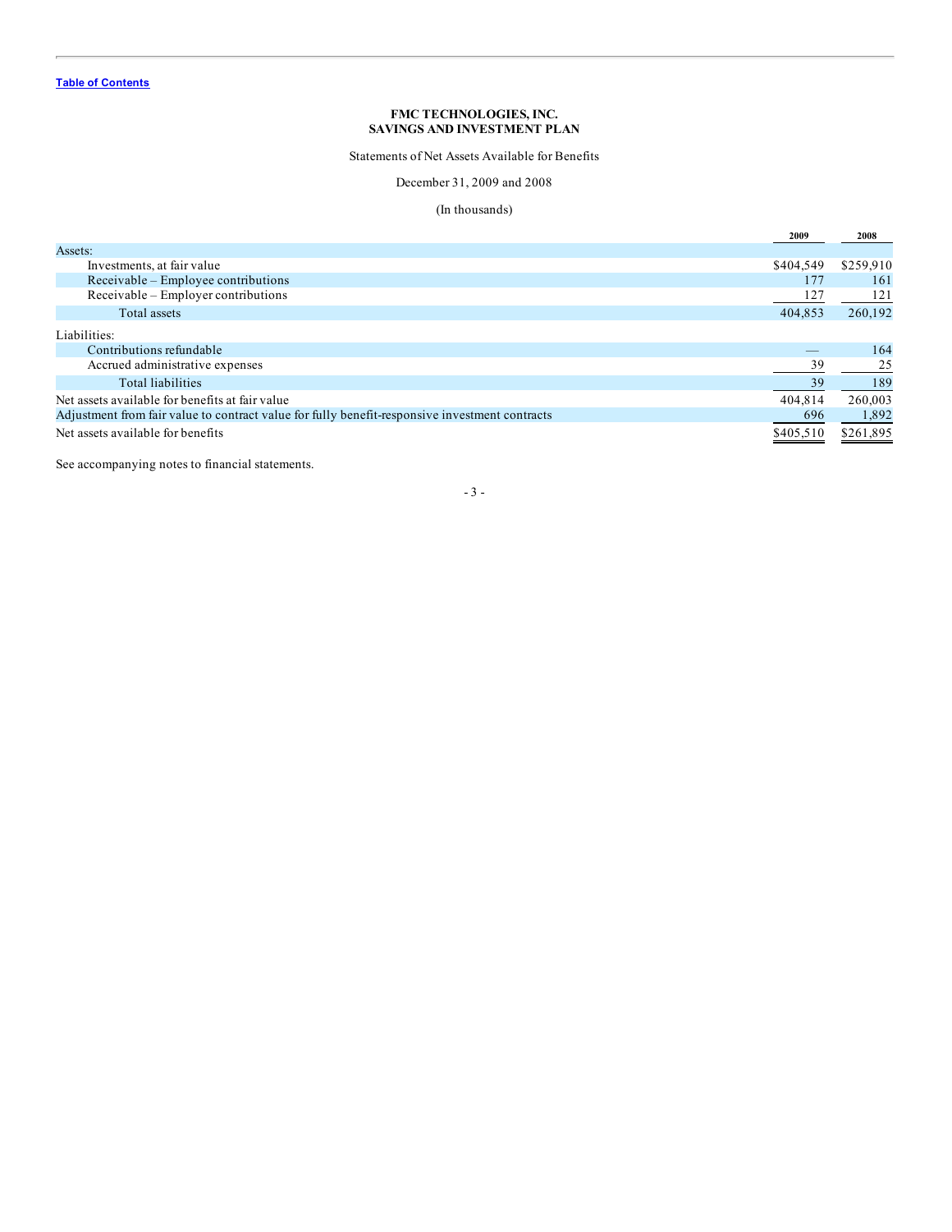Table of Contents

**FMC TECHNOLOGIES, INC.**
**SAVINGS AND INVESTMENT PLAN**

Statements of Net Assets Available for Benefits

December 31, 2009 and 2008

(In thousands)

| | 2009 | 2008 |
|---|---|---|
| Assets: | | |
| Investments, at fair value | $404,549 | $259,910 |
| Receivable – Employee contributions | 177 | 161 |
| Receivable – Employer contributions | 127 | 121 |
| Total assets | 404,853 | 260,192 |
| Liabilities: | | |
| Contributions refundable | — | 164 |
| Accrued administrative expenses | 39 | 25 |
| Total liabilities | 39 | 189 |
| Net assets available for benefits at fair value | 404,814 | 260,003 |
| Adjustment from fair value to contract value for fully benefit-responsive investment contracts | 696 | 1,892 |
| Net assets available for benefits | $405,510 | $261,895 |

See accompanying notes to financial statements.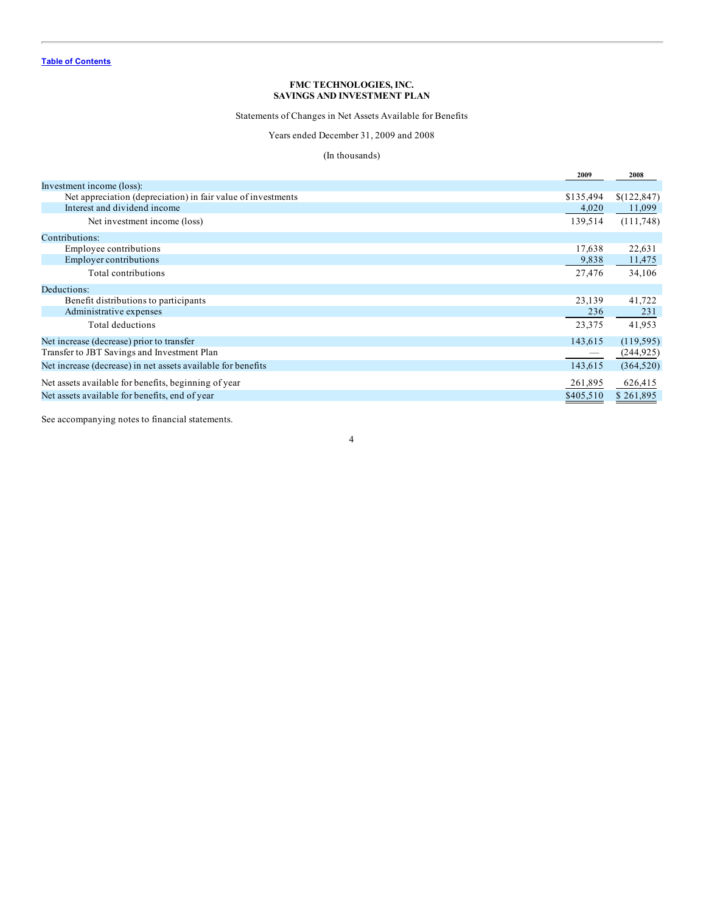**Table of Contents**

**FMC TECHNOLOGIES, INC.**
**SAVINGS AND INVESTMENT PLAN**

Statements of Changes in Net Assets Available for Benefits

Years ended December 31, 2009 and 2008

(In thousands)

| | 2009 | 2008 |
|---|---|---|
| Investment income (loss): | | |
| Net appreciation (depreciation) in fair value of investments | $135,494 | $(122,847) |
| Interest and dividend income | 4,020 | 11,099 |
| Net investment income (loss) | 139,514 | (111,748) |
| Contributions: | | |
| Employee contributions | 17,638 | 22,631 |
| Employer contributions | 9,838 | 11,475 |
| Total contributions | 27,476 | 34,106 |
| Deductions: | | |
| Benefit distributions to participants | 23,139 | 41,722 |
| Administrative expenses | 236 | 231 |
| Total deductions | 23,375 | 41,953 |
| Net increase (decrease) prior to transfer | 143,615 | (119,595) |
| Transfer to JBT Savings and Investment Plan | — | (244,925) |
| Net increase (decrease) in net assets available for benefits | 143,615 | (364,520) |
| Net assets available for benefits, beginning of year | 261,895 | 626,415 |
| Net assets available for benefits, end of year | $405,510 | $ 261,895 |

See accompanying notes to financial statements.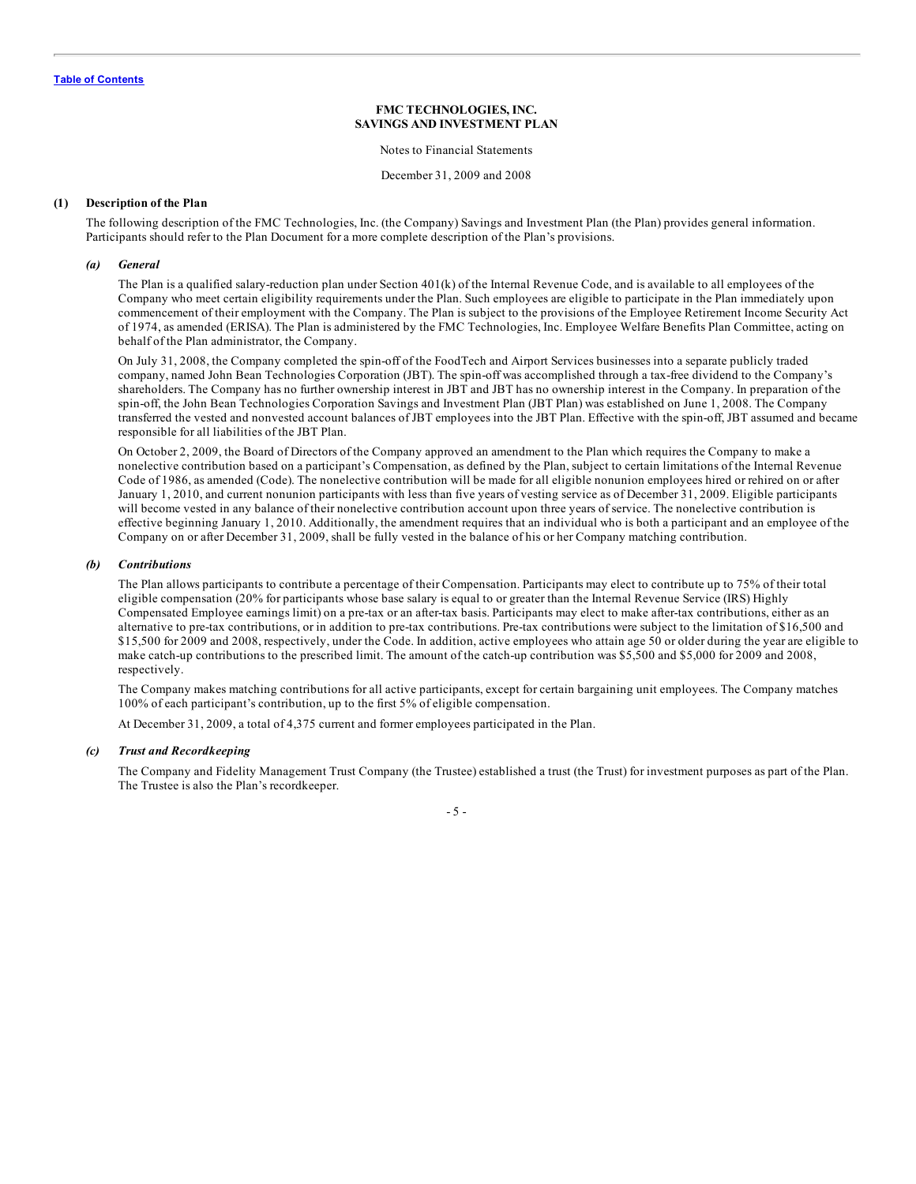**FMC TECHNOLOGIES, INC.**
**SAVINGS AND INVESTMENT PLAN**

Notes to Financial Statements

December 31, 2009 and 2008

## (1) Description of the Plan

The following description of the FMC Technologies, Inc. (the Company) Savings and Investment Plan (the Plan) provides general information. Participants should refer to the Plan Document for a more complete description of the Plan's provisions.

### *(a) General*

The Plan is a qualified salary-reduction plan under Section 401(k) of the Internal Revenue Code, and is available to all employees of the Company who meet certain eligibility requirements under the Plan. Such employees are eligible to participate in the Plan immediately upon commencement of their employment with the Company. The Plan is subject to the provisions of the Employee Retirement Income Security Act of 1974, as amended (ERISA). The Plan is administered by the FMC Technologies, Inc. Employee Welfare Benefits Plan Committee, acting on behalf of the Plan administrator, the Company.

On July 31, 2008, the Company completed the spin-off of the FoodTech and Airport Services businesses into a separate publicly traded company, named John Bean Technologies Corporation (JBT). The spin-off was accomplished through a tax-free dividend to the Company's shareholders. The Company has no further ownership interest in JBT and JBT has no ownership interest in the Company. In preparation of the spin-off, the John Bean Technologies Corporation Savings and Investment Plan (JBT Plan) was established on June 1, 2008. The Company transferred the vested and nonvested account balances of JBT employees into the JBT Plan. Effective with the spin-off, JBT assumed and became responsible for all liabilities of the JBT Plan.

On October 2, 2009, the Board of Directors of the Company approved an amendment to the Plan which requires the Company to make a nonelective contribution based on a participant's Compensation, as defined by the Plan, subject to certain limitations of the Internal Revenue Code of 1986, as amended (Code). The nonelective contribution will be made for all eligible nonunion employees hired or rehired on or after January 1, 2010, and current nonunion participants with less than five years of vesting service as of December 31, 2009. Eligible participants will become vested in any balance of their nonelective contribution account upon three years of service. The nonelective contribution is effective beginning January 1, 2010. Additionally, the amendment requires that an individual who is both a participant and an employee of the Company on or after December 31, 2009, shall be fully vested in the balance of his or her Company matching contribution.

### *(b) Contributions*

The Plan allows participants to contribute a percentage of their Compensation. Participants may elect to contribute up to 75% of their total eligible compensation (20% for participants whose base salary is equal to or greater than the Internal Revenue Service (IRS) Highly Compensated Employee earnings limit) on a pre-tax or an after-tax basis. Participants may elect to make after-tax contributions, either as an alternative to pre-tax contributions, or in addition to pre-tax contributions. Pre-tax contributions were subject to the limitation of $16,500 and $15,500 for 2009 and 2008, respectively, under the Code. In addition, active employees who attain age 50 or older during the year are eligible to make catch-up contributions to the prescribed limit. The amount of the catch-up contribution was $5,500 and $5,000 for 2009 and 2008, respectively.

The Company makes matching contributions for all active participants, except for certain bargaining unit employees. The Company matches 100% of each participant's contribution, up to the first 5% of eligible compensation.

At December 31, 2009, a total of 4,375 current and former employees participated in the Plan.

### *(c) Trust and Recordkeeping*

The Company and Fidelity Management Trust Company (the Trustee) established a trust (the Trust) for investment purposes as part of the Plan. The Trustee is also the Plan's recordkeeper.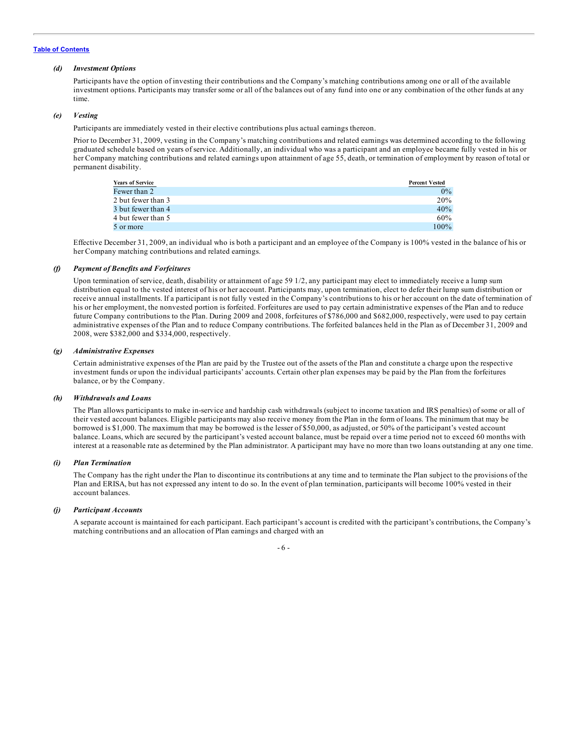### *(d) Investment Options*

Participants have the option of investing their contributions and the Company's matching contributions among one or all of the available investment options. Participants may transfer some or all of the balances out of any fund into one or any combination of the other funds at any time.

### *(e) Vesting*

Participants are immediately vested in their elective contributions plus actual earnings thereon.

Prior to December 31, 2009, vesting in the Company's matching contributions and related earnings was determined according to the following graduated schedule based on years of service. Additionally, an individual who was a participant and an employee became fully vested in his or her Company matching contributions and related earnings upon attainment of age 55, death, or termination of employment by reason of total or permanent disability.

| Years of Service | Percent Vested |
|---|---|
| Fewer than 2 | 0% |
| 2 but fewer than 3 | 20% |
| 3 but fewer than 4 | 40% |
| 4 but fewer than 5 | 60% |
| 5 or more | 100% |

Effective December 31, 2009, an individual who is both a participant and an employee of the Company is 100% vested in the balance of his or her Company matching contributions and related earnings.

### *(f) Payment of Benefits and Forfeitures*

Upon termination of service, death, disability or attainment of age 59 1/2, any participant may elect to immediately receive a lump sum distribution equal to the vested interest of his or her account. Participants may, upon termination, elect to defer their lump sum distribution or receive annual installments. If a participant is not fully vested in the Company's contributions to his or her account on the date of termination of his or her employment, the nonvested portion is forfeited. Forfeitures are used to pay certain administrative expenses of the Plan and to reduce future Company contributions to the Plan. During 2009 and 2008, forfeitures of $786,000 and $682,000, respectively, were used to pay certain administrative expenses of the Plan and to reduce Company contributions. The forfeited balances held in the Plan as of December 31, 2009 and 2008, were $382,000 and $334,000, respectively.

### *(g) Administrative Expenses*

Certain administrative expenses of the Plan are paid by the Trustee out of the assets of the Plan and constitute a charge upon the respective investment funds or upon the individual participants' accounts. Certain other plan expenses may be paid by the Plan from the forfeitures balance, or by the Company.

### *(h) Withdrawals and Loans*

The Plan allows participants to make in-service and hardship cash withdrawals (subject to income taxation and IRS penalties) of some or all of their vested account balances. Eligible participants may also receive money from the Plan in the form of loans. The minimum that may be borrowed is $1,000. The maximum that may be borrowed is the lesser of $50,000, as adjusted, or 50% of the participant's vested account balance. Loans, which are secured by the participant's vested account balance, must be repaid over a time period not to exceed 60 months with interest at a reasonable rate as determined by the Plan administrator. A participant may have no more than two loans outstanding at any one time.

### *(i) Plan Termination*

The Company has the right under the Plan to discontinue its contributions at any time and to terminate the Plan subject to the provisions of the Plan and ERISA, but has not expressed any intent to do so. In the event of plan termination, participants will become 100% vested in their account balances.

### *(j) Participant Accounts*

A separate account is maintained for each participant. Each participant's account is credited with the participant's contributions, the Company's matching contributions and an allocation of Plan earnings and charged with an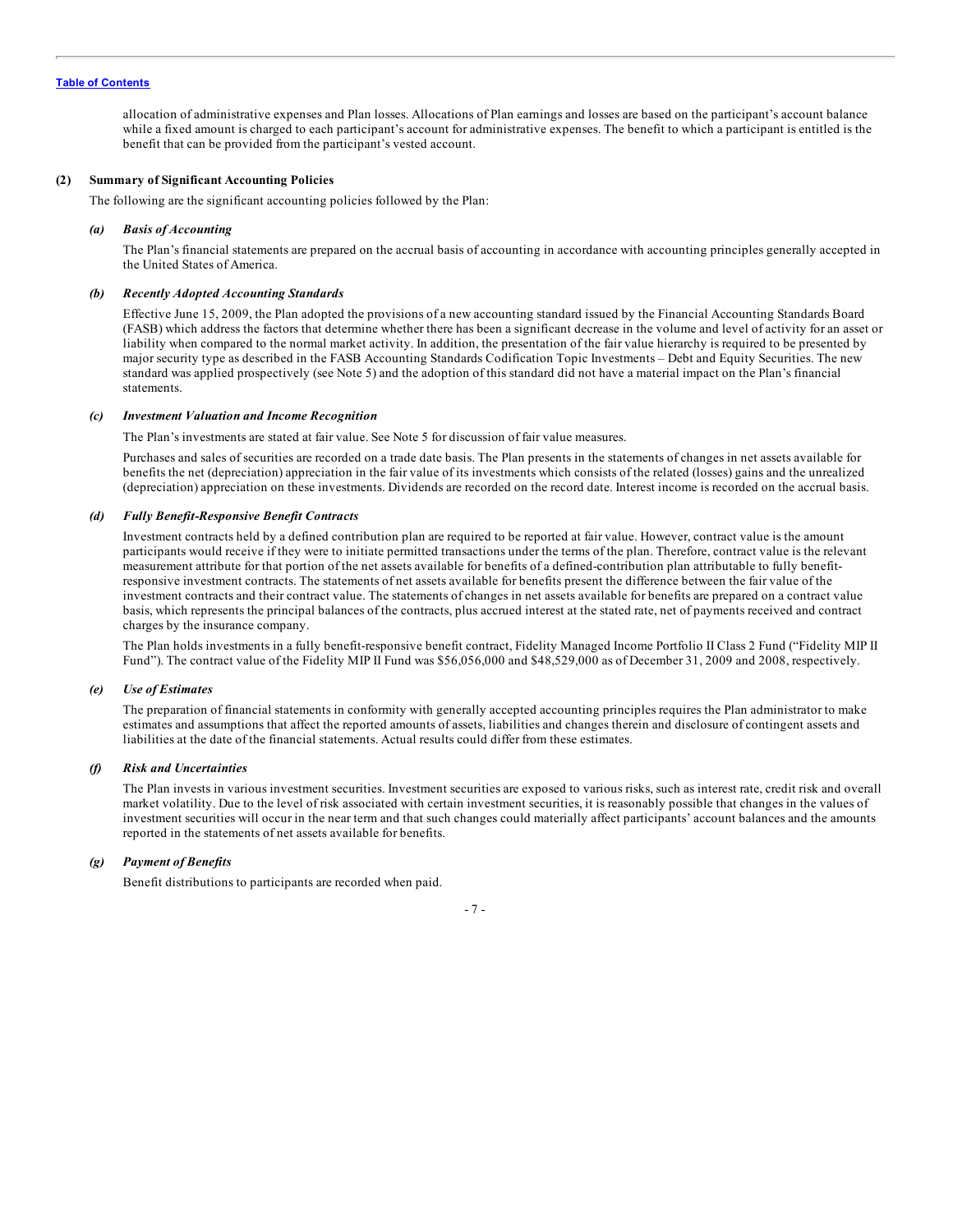allocation of administrative expenses and Plan losses. Allocations of Plan earnings and losses are based on the participant's account balance while a fixed amount is charged to each participant's account for administrative expenses. The benefit to which a participant is entitled is the benefit that can be provided from the participant's vested account.

## (2) Summary of Significant Accounting Policies

The following are the significant accounting policies followed by the Plan:

### *(a) Basis of Accounting*

The Plan's financial statements are prepared on the accrual basis of accounting in accordance with accounting principles generally accepted in the United States of America.

### *(b) Recently Adopted Accounting Standards*

Effective June 15, 2009, the Plan adopted the provisions of a new accounting standard issued by the Financial Accounting Standards Board (FASB) which address the factors that determine whether there has been a significant decrease in the volume and level of activity for an asset or liability when compared to the normal market activity. In addition, the presentation of the fair value hierarchy is required to be presented by major security type as described in the FASB Accounting Standards Codification Topic Investments – Debt and Equity Securities. The new standard was applied prospectively (see Note 5) and the adoption of this standard did not have a material impact on the Plan's financial statements.

### *(c) Investment Valuation and Income Recognition*

The Plan's investments are stated at fair value. See Note 5 for discussion of fair value measures.

Purchases and sales of securities are recorded on a trade date basis. The Plan presents in the statements of changes in net assets available for benefits the net (depreciation) appreciation in the fair value of its investments which consists of the related (losses) gains and the unrealized (depreciation) appreciation on these investments. Dividends are recorded on the record date. Interest income is recorded on the accrual basis.

### *(d) Fully Benefit-Responsive Benefit Contracts*

Investment contracts held by a defined contribution plan are required to be reported at fair value. However, contract value is the amount participants would receive if they were to initiate permitted transactions under the terms of the plan. Therefore, contract value is the relevant measurement attribute for that portion of the net assets available for benefits of a defined-contribution plan attributable to fully benefit-responsive investment contracts. The statements of net assets available for benefits present the difference between the fair value of the investment contracts and their contract value. The statements of changes in net assets available for benefits are prepared on a contract value basis, which represents the principal balances of the contracts, plus accrued interest at the stated rate, net of payments received and contract charges by the insurance company.

The Plan holds investments in a fully benefit-responsive benefit contract, Fidelity Managed Income Portfolio II Class 2 Fund ("Fidelity MIP II Fund"). The contract value of the Fidelity MIP II Fund was $56,056,000 and $48,529,000 as of December 31, 2009 and 2008, respectively.

### *(e) Use of Estimates*

The preparation of financial statements in conformity with generally accepted accounting principles requires the Plan administrator to make estimates and assumptions that affect the reported amounts of assets, liabilities and changes therein and disclosure of contingent assets and liabilities at the date of the financial statements. Actual results could differ from these estimates.

### *(f) Risk and Uncertainties*

The Plan invests in various investment securities. Investment securities are exposed to various risks, such as interest rate, credit risk and overall market volatility. Due to the level of risk associated with certain investment securities, it is reasonably possible that changes in the values of investment securities will occur in the near term and that such changes could materially affect participants' account balances and the amounts reported in the statements of net assets available for benefits.

### *(g) Payment of Benefits*

Benefit distributions to participants are recorded when paid.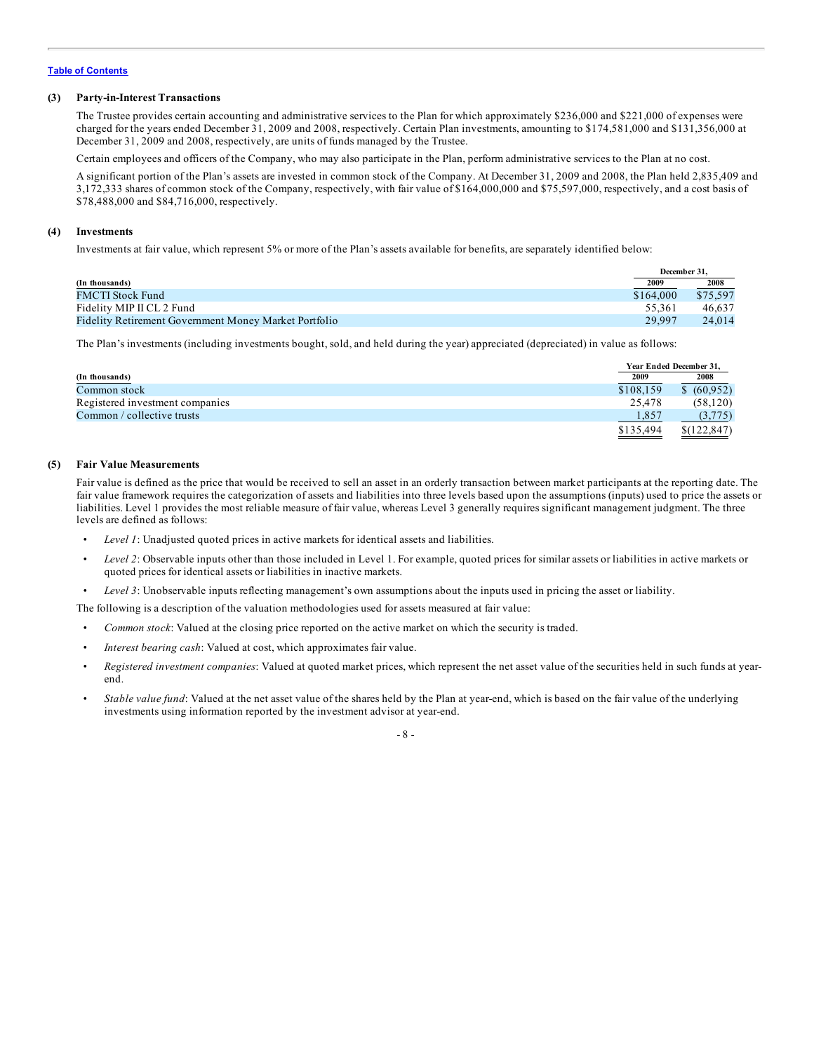(3) **Party-in-Interest Transactions**

The Trustee provides certain accounting and administrative services to the Plan for which approximately $236,000 and $221,000 of expenses were charged for the years ended December 31, 2009 and 2008, respectively. Certain Plan investments, amounting to $174,581,000 and $131,356,000 at December 31, 2009 and 2008, respectively, are units of funds managed by the Trustee.

Certain employees and officers of the Company, who may also participate in the Plan, perform administrative services to the Plan at no cost.

A significant portion of the Plan's assets are invested in common stock of the Company. At December 31, 2009 and 2008, the Plan held 2,835,409 and 3,172,333 shares of common stock of the Company, respectively, with fair value of $164,000,000 and $75,597,000, respectively, and a cost basis of $78,488,000 and $84,716,000, respectively.

(4) **Investments**

Investments at fair value, which represent 5% or more of the Plan's assets available for benefits, are separately identified below:

| (In thousands) | December 31, 2009 | December 31, 2008 |
|---|---|---|
| FMCTI Stock Fund | $164,000 | $75,597 |
| Fidelity MIP II CL 2 Fund | 55,361 | 46,637 |
| Fidelity Retirement Government Money Market Portfolio | 29,997 | 24,014 |

The Plan's investments (including investments bought, sold, and held during the year) appreciated (depreciated) in value as follows:

| (In thousands) | Year Ended December 31, 2009 | Year Ended December 31, 2008 |
|---|---|---|
| Common stock | $108,159 | $ (60,952) |
| Registered investment companies | 25,478 | (58,120) |
| Common / collective trusts | 1,857 | (3,775) |
| | $135,494 | $(122,847) |

(5) **Fair Value Measurements**

Fair value is defined as the price that would be received to sell an asset in an orderly transaction between market participants at the reporting date. The fair value framework requires the categorization of assets and liabilities into three levels based upon the assumptions (inputs) used to price the assets or liabilities. Level 1 provides the most reliable measure of fair value, whereas Level 3 generally requires significant management judgment. The three levels are defined as follows:

- *Level 1*: Unadjusted quoted prices in active markets for identical assets and liabilities.
- *Level 2*: Observable inputs other than those included in Level 1. For example, quoted prices for similar assets or liabilities in active markets or quoted prices for identical assets or liabilities in inactive markets.
- *Level 3*: Unobservable inputs reflecting management's own assumptions about the inputs used in pricing the asset or liability.

The following is a description of the valuation methodologies used for assets measured at fair value:

- *Common stock*: Valued at the closing price reported on the active market on which the security is traded.
- *Interest bearing cash*: Valued at cost, which approximates fair value.
- *Registered investment companies*: Valued at quoted market prices, which represent the net asset value of the securities held in such funds at year-end.
- *Stable value fund*: Valued at the net asset value of the shares held by the Plan at year-end, which is based on the fair value of the underlying investments using information reported by the investment advisor at year-end.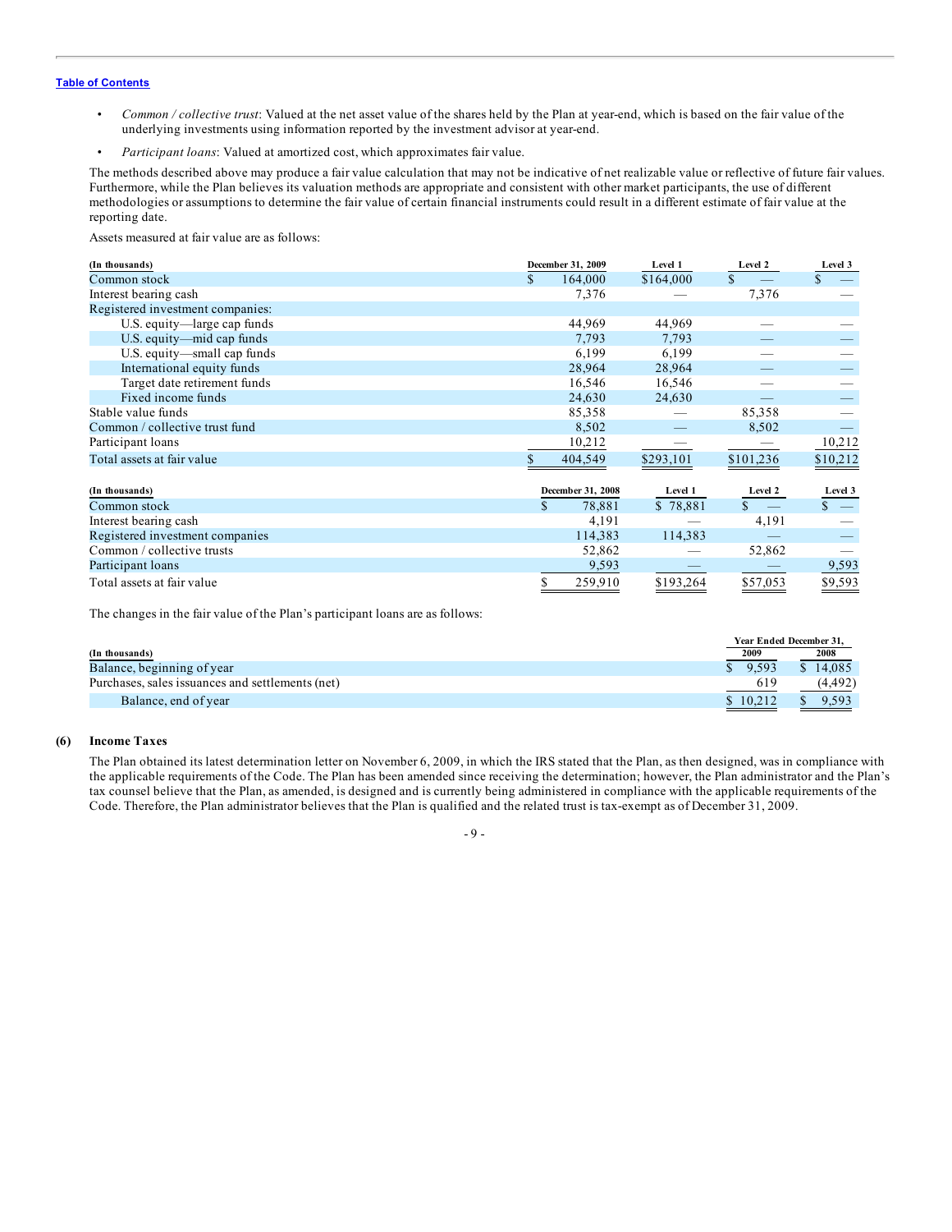- *Common / collective trust*: Valued at the net asset value of the shares held by the Plan at year-end, which is based on the fair value of the underlying investments using information reported by the investment advisor at year-end.
- *Participant loans*: Valued at amortized cost, which approximates fair value.

The methods described above may produce a fair value calculation that may not be indicative of net realizable value or reflective of future fair values. Furthermore, while the Plan believes its valuation methods are appropriate and consistent with other market participants, the use of different methodologies or assumptions to determine the fair value of certain financial instruments could result in a different estimate of fair value at the reporting date.

Assets measured at fair value are as follows:

| (In thousands) | December 31, 2009 | Level 1 | Level 2 | Level 3 |
|---|---|---|---|---|
| Common stock | $ 164,000 | $164,000 | $ — | $ — |
| Interest bearing cash | 7,376 | — | 7,376 | — |
| Registered investment companies: | | | | |
| U.S. equity—large cap funds | 44,969 | 44,969 | — | — |
| U.S. equity—mid cap funds | 7,793 | 7,793 | — | — |
| U.S. equity—small cap funds | 6,199 | 6,199 | — | — |
| International equity funds | 28,964 | 28,964 | — | — |
| Target date retirement funds | 16,546 | 16,546 | — | — |
| Fixed income funds | 24,630 | 24,630 | — | — |
| Stable value funds | 85,358 | — | 85,358 | — |
| Common / collective trust fund | 8,502 | — | 8,502 | — |
| Participant loans | 10,212 | — | — | 10,212 |
| Total assets at fair value | $ 404,549 | $293,101 | $101,236 | $10,212 |

| (In thousands) | December 31, 2008 | Level 1 | Level 2 | Level 3 |
|---|---|---|---|---|
| Common stock | $ 78,881 | $ 78,881 | $ — | $ — |
| Interest bearing cash | 4,191 | — | 4,191 | — |
| Registered investment companies | 114,383 | 114,383 | — | — |
| Common / collective trusts | 52,862 | — | 52,862 | — |
| Participant loans | 9,593 | — | — | 9,593 |
| Total assets at fair value | $ 259,910 | $193,264 | $57,053 | $9,593 |

The changes in the fair value of the Plan's participant loans are as follows:

| (In thousands) | Year Ended December 31, 2009 | 2008 |
|---|---|---|
| Balance, beginning of year | $ 9,593 | $ 14,085 |
| Purchases, sales issuances and settlements (net) | 619 | (4,492) |
| Balance, end of year | $ 10,212 | $ 9,593 |

## (6) Income Taxes

The Plan obtained its latest determination letter on November 6, 2009, in which the IRS stated that the Plan, as then designed, was in compliance with the applicable requirements of the Code. The Plan has been amended since receiving the determination; however, the Plan administrator and the Plan's tax counsel believe that the Plan, as amended, is designed and is currently being administered in compliance with the applicable requirements of the Code. Therefore, the Plan administrator believes that the Plan is qualified and the related trust is tax-exempt as of December 31, 2009.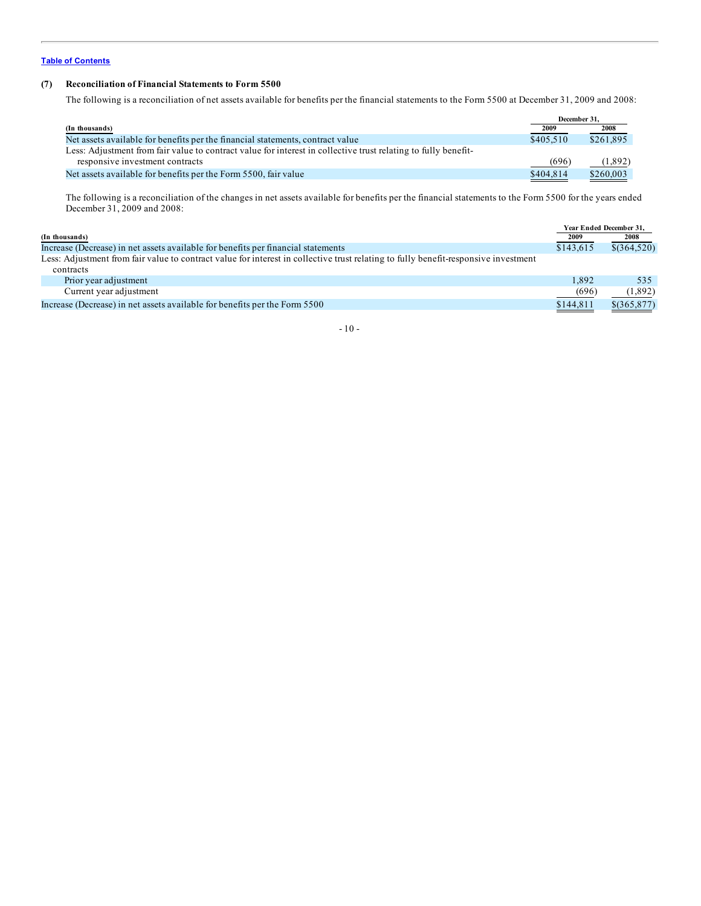[Table of Contents](#)

### (7) Reconciliation of Financial Statements to Form 5500

The following is a reconciliation of net assets available for benefits per the financial statements to the Form 5500 at December 31, 2009 and 2008:

| (In thousands) | December 31, 2009 | December 31, 2008 |
|---|---|---|
| Net assets available for benefits per the financial statements, contract value | $405,510 | $261,895 |
| Less: Adjustment from fair value to contract value for interest in collective trust relating to fully benefit-responsive investment contracts | (696) | (1,892) |
| Net assets available for benefits per the Form 5500, fair value | $404,814 | $260,003 |

The following is a reconciliation of the changes in net assets available for benefits per the financial statements to the Form 5500 for the years ended December 31, 2009 and 2008:

| (In thousands) | Year Ended December 31, 2009 | Year Ended December 31, 2008 |
|---|---|---|
| Increase (Decrease) in net assets available for benefits per financial statements | $143,615 | $(364,520) |
| Less: Adjustment from fair value to contract value for interest in collective trust relating to fully benefit-responsive investment contracts | | |
| Prior year adjustment | 1,892 | 535 |
| Current year adjustment | (696) | (1,892) |
| Increase (Decrease) in net assets available for benefits per the Form 5500 | $144,811 | $(365,877) |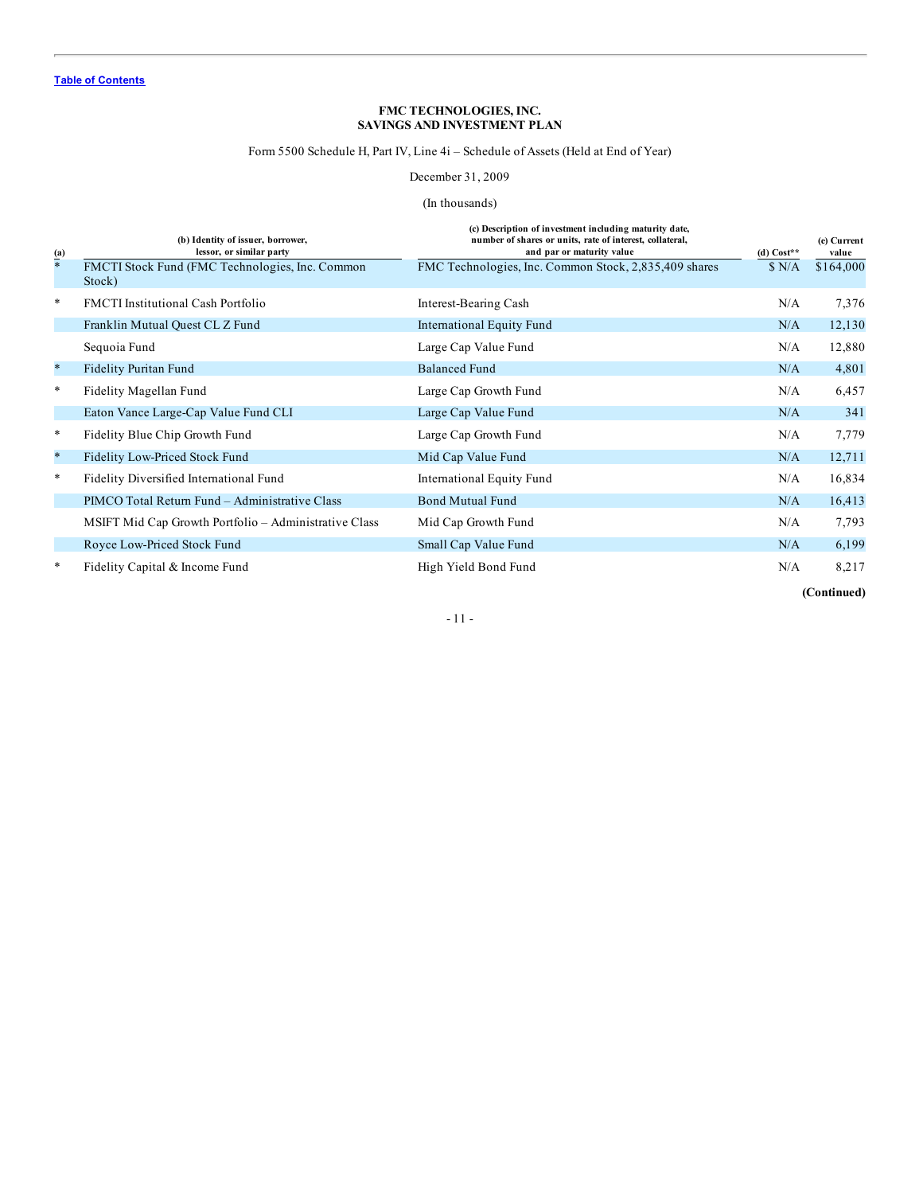[Table of Contents](#)

**FMC TECHNOLOGIES, INC.**
**SAVINGS AND INVESTMENT PLAN**

Form 5500 Schedule H, Part IV, Line 4i – Schedule of Assets (Held at End of Year)

December 31, 2009

(In thousands)

| (a) | (b) Identity of issuer, borrower, lessor, or similar party | (c) Description of investment including maturity date, number of shares or units, rate of interest, collateral, and par or maturity value | (d) Cost** | (e) Current value |
|---|---|---|---|---|
| * | FMCTI Stock Fund (FMC Technologies, Inc. Common Stock) | FMC Technologies, Inc. Common Stock, 2,835,409 shares | $ N/A | $164,000 |
| * | FMCTI Institutional Cash Portfolio | Interest-Bearing Cash | N/A | 7,376 |
| | Franklin Mutual Quest CL Z Fund | International Equity Fund | N/A | 12,130 |
| | Sequoia Fund | Large Cap Value Fund | N/A | 12,880 |
| * | Fidelity Puritan Fund | Balanced Fund | N/A | 4,801 |
| * | Fidelity Magellan Fund | Large Cap Growth Fund | N/A | 6,457 |
| | Eaton Vance Large-Cap Value Fund CLI | Large Cap Value Fund | N/A | 341 |
| * | Fidelity Blue Chip Growth Fund | Large Cap Growth Fund | N/A | 7,779 |
| * | Fidelity Low-Priced Stock Fund | Mid Cap Value Fund | N/A | 12,711 |
| * | Fidelity Diversified International Fund | International Equity Fund | N/A | 16,834 |
| | PIMCO Total Return Fund – Administrative Class | Bond Mutual Fund | N/A | 16,413 |
| | MSIFT Mid Cap Growth Portfolio – Administrative Class | Mid Cap Growth Fund | N/A | 7,793 |
| | Royce Low-Priced Stock Fund | Small Cap Value Fund | N/A | 6,199 |
| * | Fidelity Capital & Income Fund | High Yield Bond Fund | N/A | 8,217 |

**(Continued)**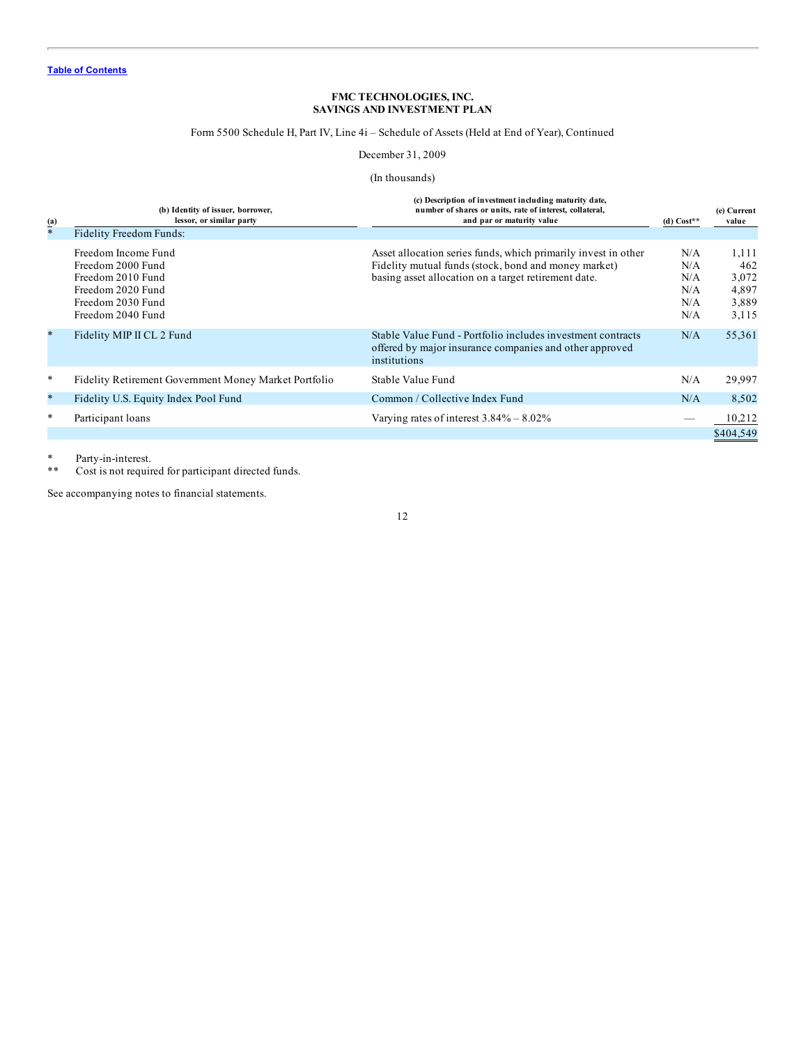Table of Contents

**FMC TECHNOLOGIES, INC.**
**SAVINGS AND INVESTMENT PLAN**

Form 5500 Schedule H, Part IV, Line 4i – Schedule of Assets (Held at End of Year), Continued

December 31, 2009

(In thousands)

| (a) | (b) Identity of issuer, borrower, lessor, or similar party | (c) Description of investment including maturity date, number of shares or units, rate of interest, collateral, and par or maturity value | (d) Cost** | (e) Current value |
|---|---|---|---|---|
| * | Fidelity Freedom Funds: | | | |
| | Freedom Income Fund | Asset allocation series funds, which primarily invest in other Fidelity mutual funds (stock, bond and money market) basing asset allocation on a target retirement date. | N/A | 1,111 |
| | Freedom 2000 Fund | | N/A | 462 |
| | Freedom 2010 Fund | | N/A | 3,072 |
| | Freedom 2020 Fund | | N/A | 4,897 |
| | Freedom 2030 Fund | | N/A | 3,889 |
| | Freedom 2040 Fund | | N/A | 3,115 |
| * | Fidelity MIP II CL 2 Fund | Stable Value Fund - Portfolio includes investment contracts offered by major insurance companies and other approved institutions | N/A | 55,361 |
| * | Fidelity Retirement Government Money Market Portfolio | Stable Value Fund | N/A | 29,997 |
| * | Fidelity U.S. Equity Index Pool Fund | Common / Collective Index Fund | N/A | 8,502 |
| * | Participant loans | Varying rates of interest 3.84% – 8.02% | — | 10,212 |
| | | | | $404,549 |

\* Party-in-interest.
\*\* Cost is not required for participant directed funds.

See accompanying notes to financial statements.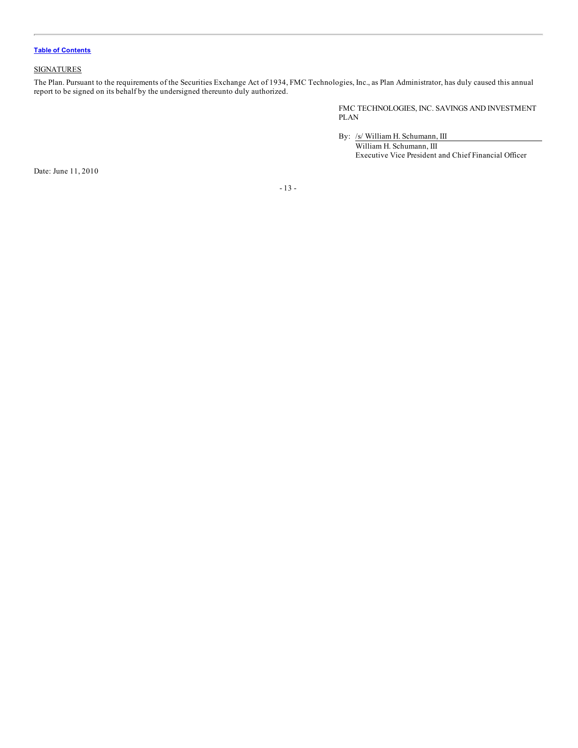[Table of Contents](#)

## SIGNATURES

The Plan. Pursuant to the requirements of the Securities Exchange Act of 1934, FMC Technologies, Inc., as Plan Administrator, has duly caused this annual report to be signed on its behalf by the undersigned thereunto duly authorized.

FMC TECHNOLOGIES, INC. SAVINGS AND INVESTMENT PLAN

By: /s/ William H. Schumann, III
William H. Schumann, III
Executive Vice President and Chief Financial Officer

Date: June 11, 2010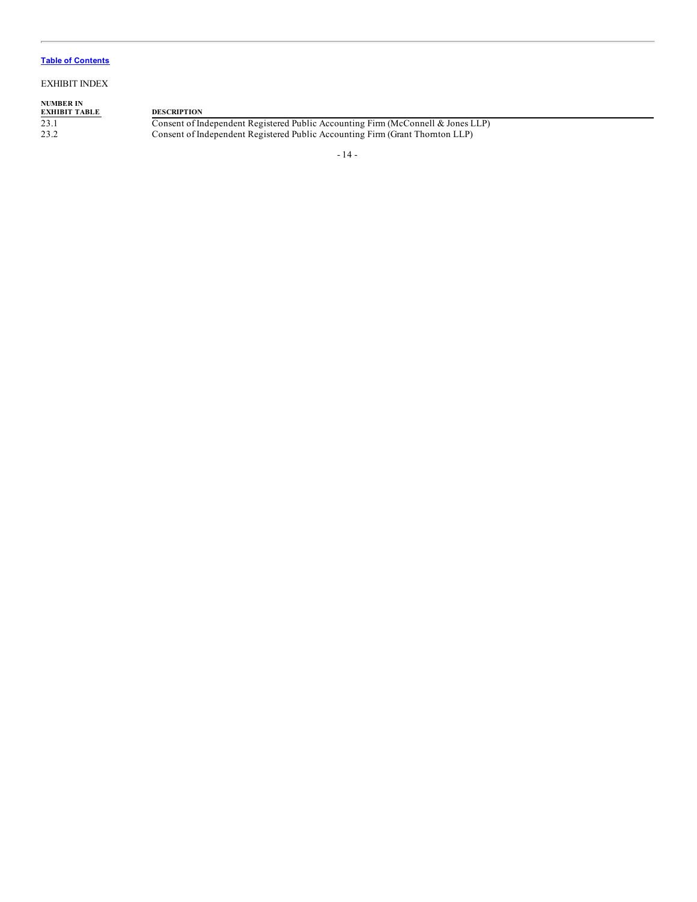Table of Contents

EXHIBIT INDEX

| NUMBER IN EXHIBIT TABLE | DESCRIPTION |
|---|---|
| 23.1 | Consent of Independent Registered Public Accounting Firm (McConnell & Jones LLP) |
| 23.2 | Consent of Independent Registered Public Accounting Firm (Grant Thornton LLP) |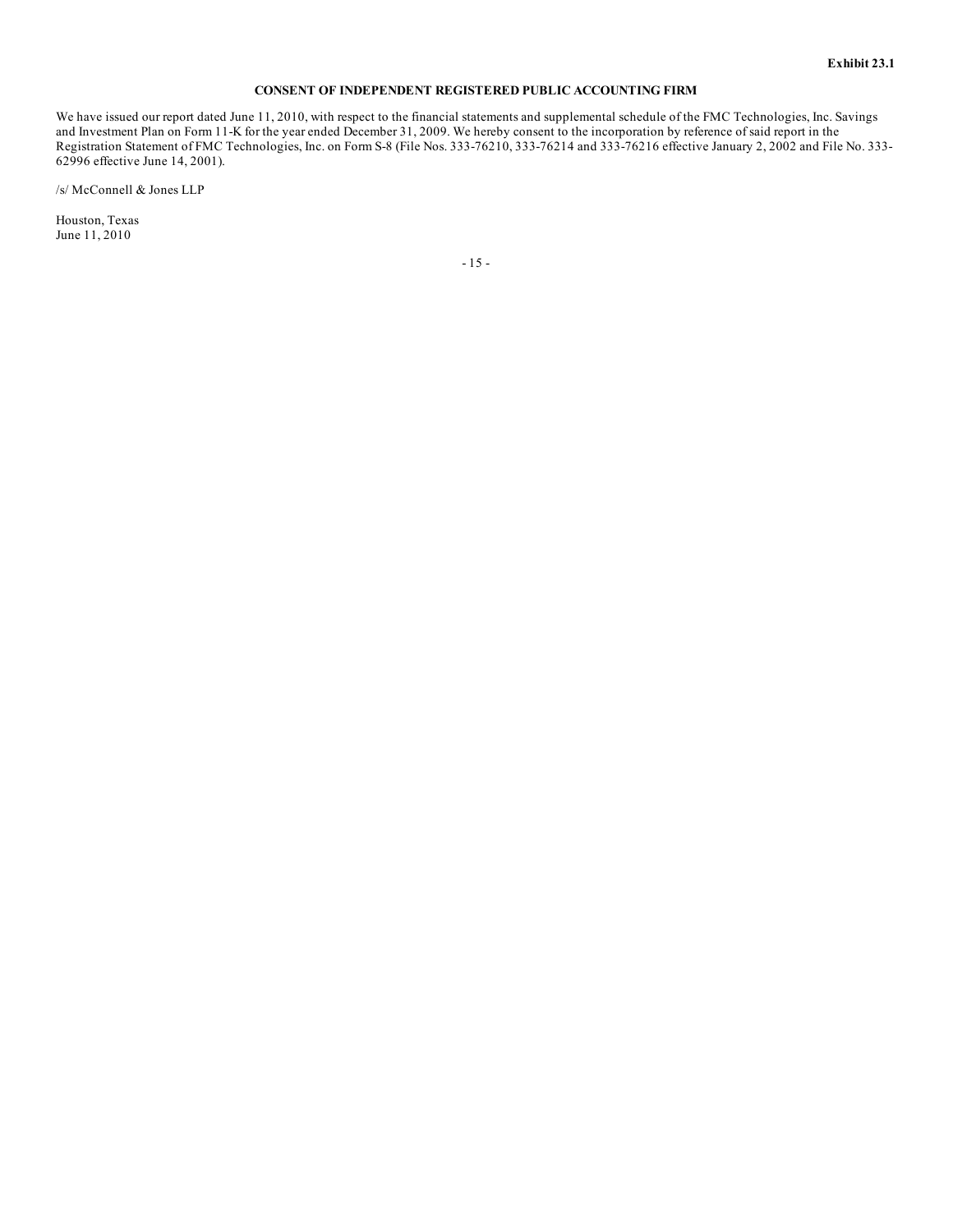**Exhibit 23.1**

**CONSENT OF INDEPENDENT REGISTERED PUBLIC ACCOUNTING FIRM**

We have issued our report dated June 11, 2010, with respect to the financial statements and supplemental schedule of the FMC Technologies, Inc. Savings and Investment Plan on Form 11-K for the year ended December 31, 2009. We hereby consent to the incorporation by reference of said report in the Registration Statement of FMC Technologies, Inc. on Form S-8 (File Nos. 333-76210, 333-76214 and 333-76216 effective January 2, 2002 and File No. 333-62996 effective June 14, 2001).

/s/ McConnell & Jones LLP

Houston, Texas
June 11, 2010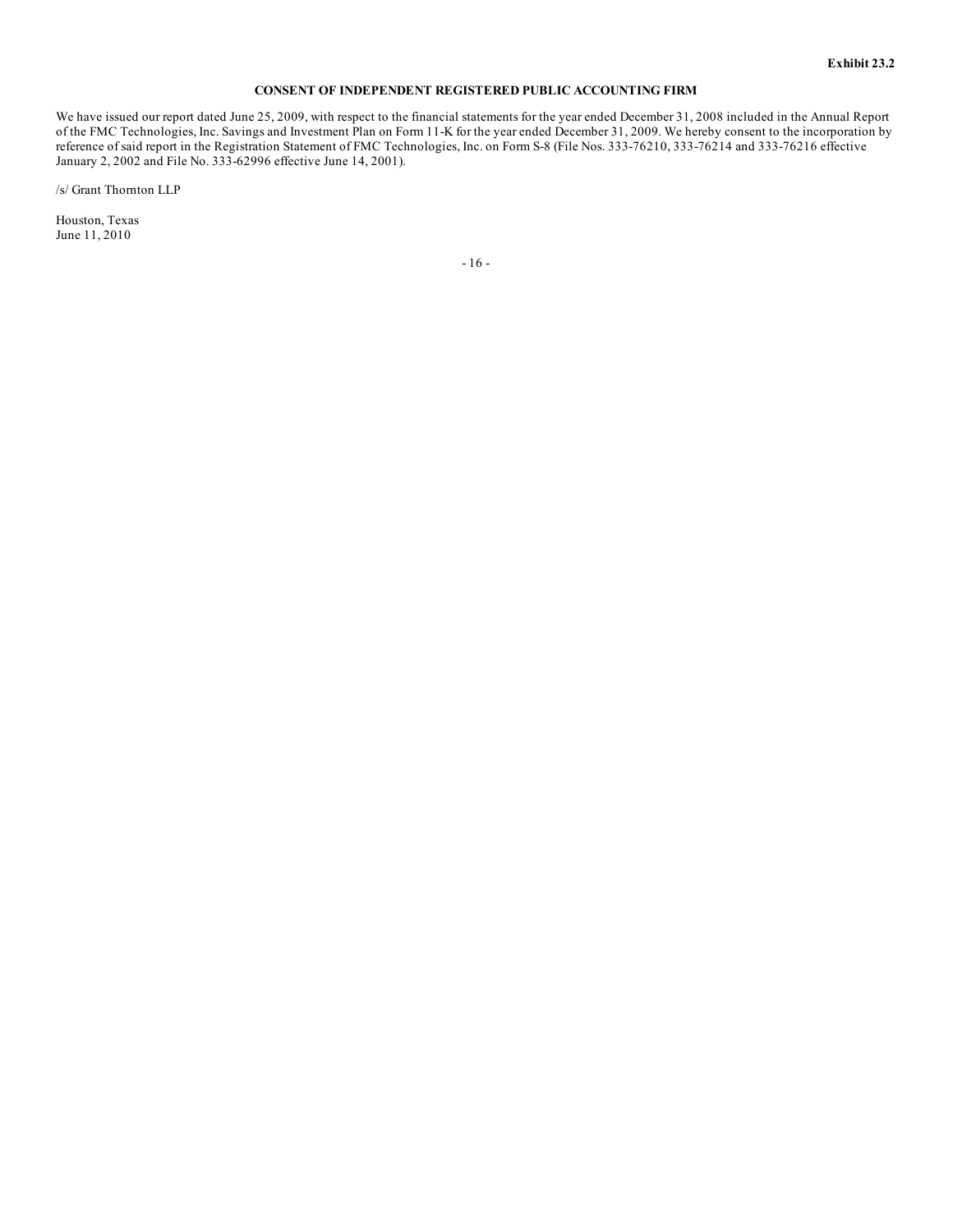**Exhibit 23.2**

**CONSENT OF INDEPENDENT REGISTERED PUBLIC ACCOUNTING FIRM**

We have issued our report dated June 25, 2009, with respect to the financial statements for the year ended December 31, 2008 included in the Annual Report of the FMC Technologies, Inc. Savings and Investment Plan on Form 11-K for the year ended December 31, 2009. We hereby consent to the incorporation by reference of said report in the Registration Statement of FMC Technologies, Inc. on Form S-8 (File Nos. 333-76210, 333-76214 and 333-76216 effective January 2, 2002 and File No. 333-62996 effective June 14, 2001).

/s/ Grant Thornton LLP

Houston, Texas
June 11, 2010